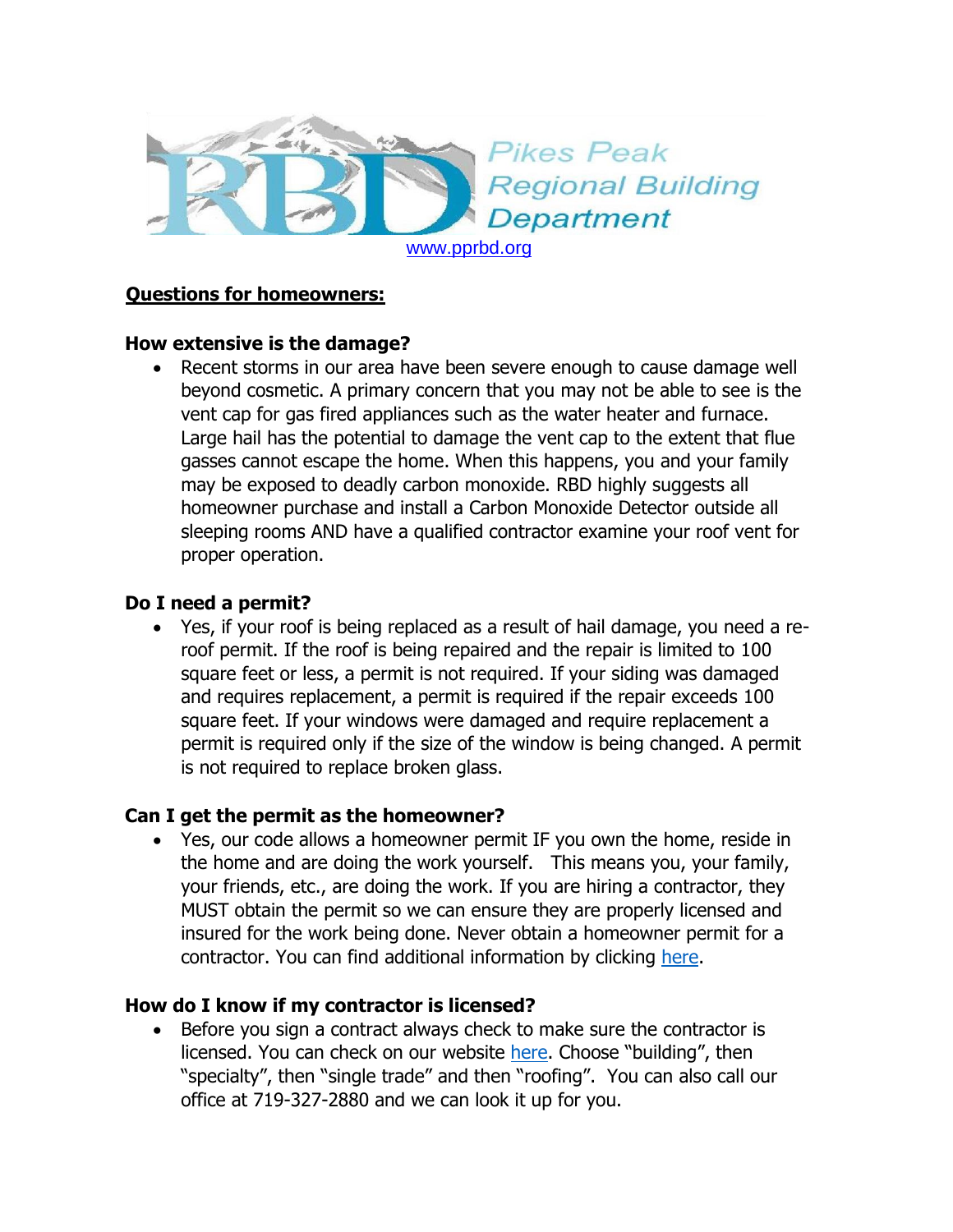Pikes Peak Regional Building Department

www.pprbd.org

**Questions for homeowners:**

**How extensive is the damage?**

- Recent storms in our area have been severe enough to cause damage well beyond cosmetic. A primary concern that you may not be able to see is the vent cap for gas fired appliances such as the water heater and furnace. Large hail has the potential to damage the vent cap to the extent that flue gasses cannot escape the home. When this happens, you and your family may be exposed to deadly carbon monoxide. RBD highly suggests all homeowner purchase and install a Carbon Monoxide Detector outside all sleeping rooms AND have a qualified contractor examine your roof vent for proper operation.

**Do I need a permit?**

- Yes, if your roof is being replaced as a result of hail damage, you need a re-roof permit. If the roof is being repaired and the repair is limited to 100 square feet or less, a permit is not required. If your siding was damaged and requires replacement, a permit is required if the repair exceeds 100 square feet. If your windows were damaged and require replacement a permit is required only if the size of the window is being changed. A permit is not required to replace broken glass.

**Can I get the permit as the homeowner?**

- Yes, our code allows a homeowner permit IF you own the home, reside in the home and are doing the work yourself. This means you, your family, your friends, etc., are doing the work. If you are hiring a contractor, they MUST obtain the permit so we can ensure they are properly licensed and insured for the work being done. Never obtain a homeowner permit for a contractor. You can find additional information by clicking here.

**How do I know if my contractor is licensed?**

- Before you sign a contract always check to make sure the contractor is licensed. You can check on our website here. Choose "building", then "specialty", then "single trade" and then "roofing". You can also call our office at 719-327-2880 and we can look it up for you.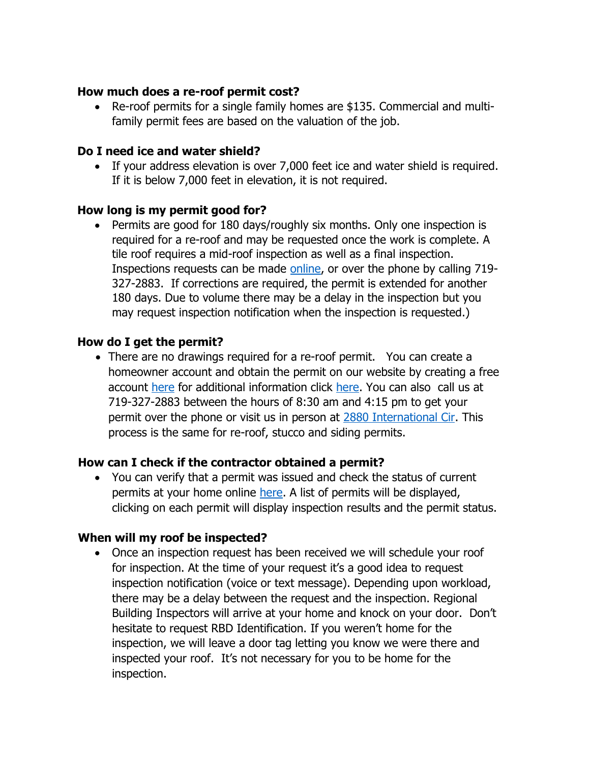**How much does a re-roof permit cost?**

- Re-roof permits for a single family homes are $135. Commercial and multi-family permit fees are based on the valuation of the job.

**Do I need ice and water shield?**

- If your address elevation is over 7,000 feet ice and water shield is required. If it is below 7,000 feet in elevation, it is not required.

**How long is my permit good for?**

- Permits are good for 180 days/roughly six months. Only one inspection is required for a re-roof and may be requested once the work is complete. A tile roof requires a mid-roof inspection as well as a final inspection. Inspections requests can be made online, or over the phone by calling 719-327-2883. If corrections are required, the permit is extended for another 180 days. Due to volume there may be a delay in the inspection but you may request inspection notification when the inspection is requested.)

**How do I get the permit?**

- There are no drawings required for a re-roof permit. You can create a homeowner account and obtain the permit on our website by creating a free account here for additional information click here. You can also call us at 719-327-2883 between the hours of 8:30 am and 4:15 pm to get your permit over the phone or visit us in person at 2880 International Cir. This process is the same for re-roof, stucco and siding permits.

**How can I check if the contractor obtained a permit?**

- You can verify that a permit was issued and check the status of current permits at your home online here. A list of permits will be displayed, clicking on each permit will display inspection results and the permit status.

**When will my roof be inspected?**

- Once an inspection request has been received we will schedule your roof for inspection. At the time of your request it's a good idea to request inspection notification (voice or text message). Depending upon workload, there may be a delay between the request and the inspection. Regional Building Inspectors will arrive at your home and knock on your door. Don't hesitate to request RBD Identification. If you weren't home for the inspection, we will leave a door tag letting you know we were there and inspected your roof. It's not necessary for you to be home for the inspection.